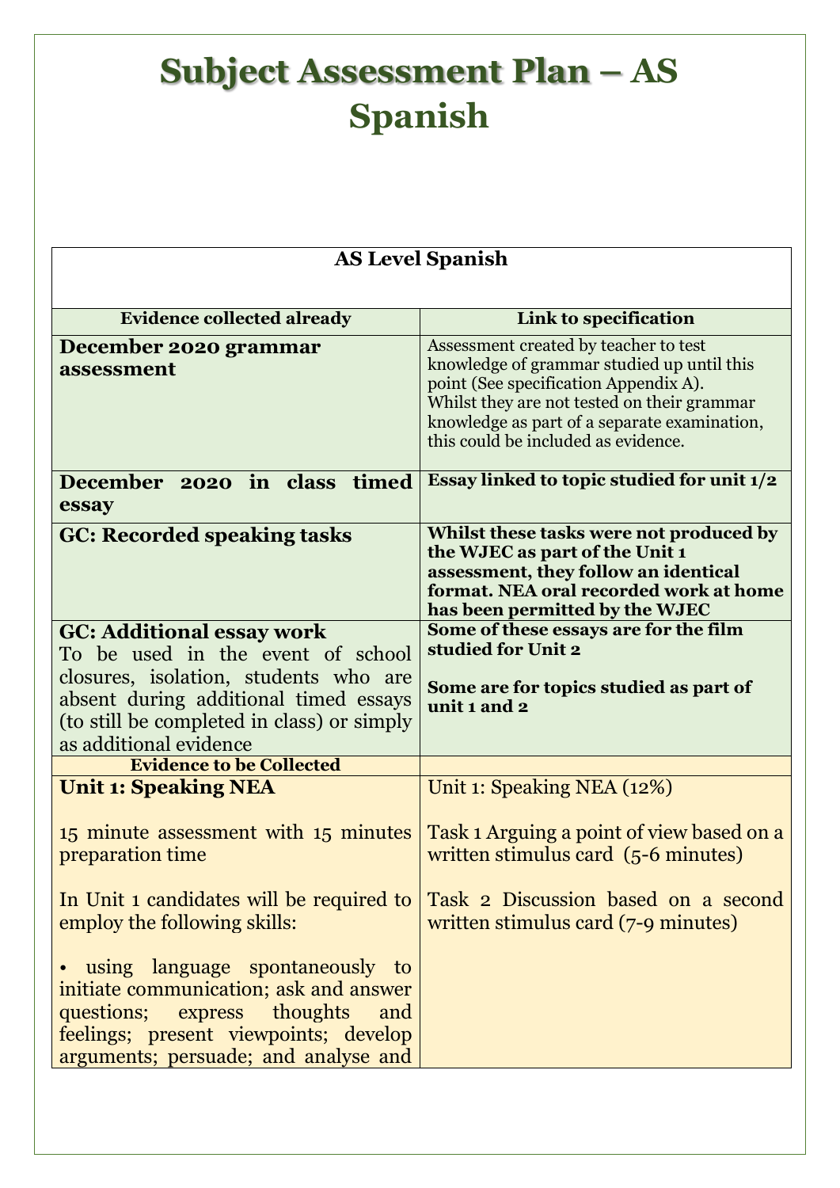# Subject Assessment Plan – AS Spanish

| AS Level Spanish | |
|---|---|
| **Evidence collected already** | **Link to specification** |
| **December 2020 grammar assessment** | Assessment created by teacher to test knowledge of grammar studied up until this point (See specification Appendix A). Whilst they are not tested on their grammar knowledge as part of a separate examination, this could be included as evidence. |
| **December 2020 in class timed essay** | **Essay linked to topic studied for unit 1/2** |
| **GC: Recorded speaking tasks** | **Whilst these tasks were not produced by the WJEC as part of the Unit 1 assessment, they follow an identical format. NEA oral recorded work at home has been permitted by the WJEC** |
| **GC: Additional essay work** To be used in the event of school closures, isolation, students who are absent during additional timed essays (to still be completed in class) or simply as additional evidence | **Some of these essays are for the film studied for Unit 2** **Some are for topics studied as part of unit 1 and 2** |
| **Evidence to be Collected** | |
| **Unit 1: Speaking NEA** 15 minute assessment with 15 minutes preparation time In Unit 1 candidates will be required to employ the following skills: • using language spontaneously to initiate communication; ask and answer questions; express thoughts and feelings; present viewpoints; develop arguments; persuade; and analyse and | Unit 1: Speaking NEA (12%) Task 1 Arguing a point of view based on a written stimulus card (5-6 minutes) Task 2 Discussion based on a second written stimulus card (7-9 minutes) |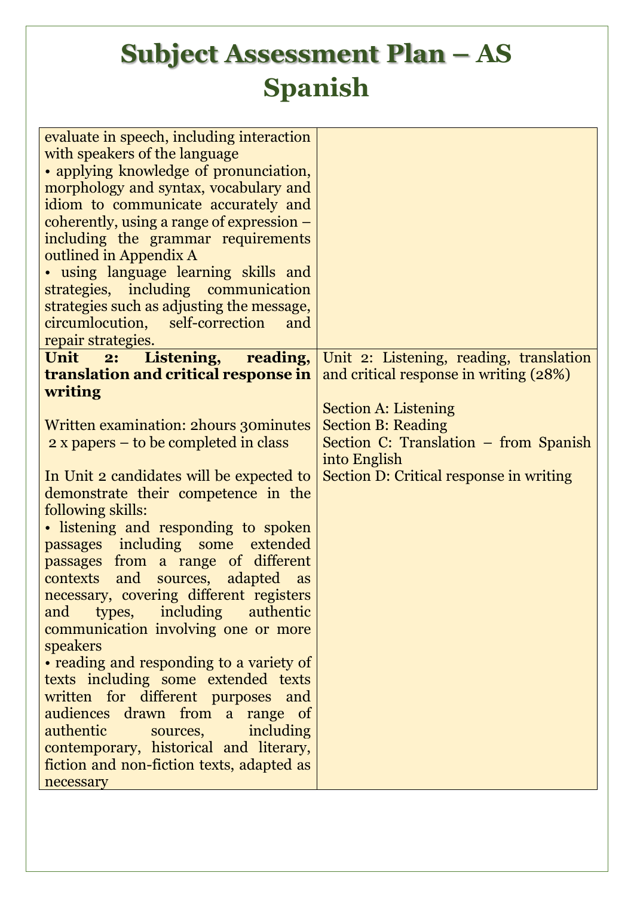# Subject Assessment Plan – AS Spanish

| | |
|---|---|
| evaluate in speech, including interaction with speakers of the language<br>• applying knowledge of pronunciation, morphology and syntax, vocabulary and idiom to communicate accurately and coherently, using a range of expression – including the grammar requirements outlined in Appendix A<br>• using language learning skills and strategies, including communication strategies such as adjusting the message, circumlocution, self-correction and repair strategies. | |
| **Unit 2: Listening, reading, translation and critical response in writing**<br><br>Written examination: 2hours 30minutes<br>2 x papers – to be completed in class<br><br>In Unit 2 candidates will be expected to demonstrate their competence in the following skills:<br>• listening and responding to spoken passages including some extended passages from a range of different contexts and sources, adapted as necessary, covering different registers and types, including authentic communication involving one or more speakers<br>• reading and responding to a variety of texts including some extended texts written for different purposes and audiences drawn from a range of authentic sources, including contemporary, historical and literary, fiction and non-fiction texts, adapted as necessary | Unit 2: Listening, reading, translation and critical response in writing (28%)<br><br>Section A: Listening<br>Section B: Reading<br>Section C: Translation – from Spanish into English<br>Section D: Critical response in writing |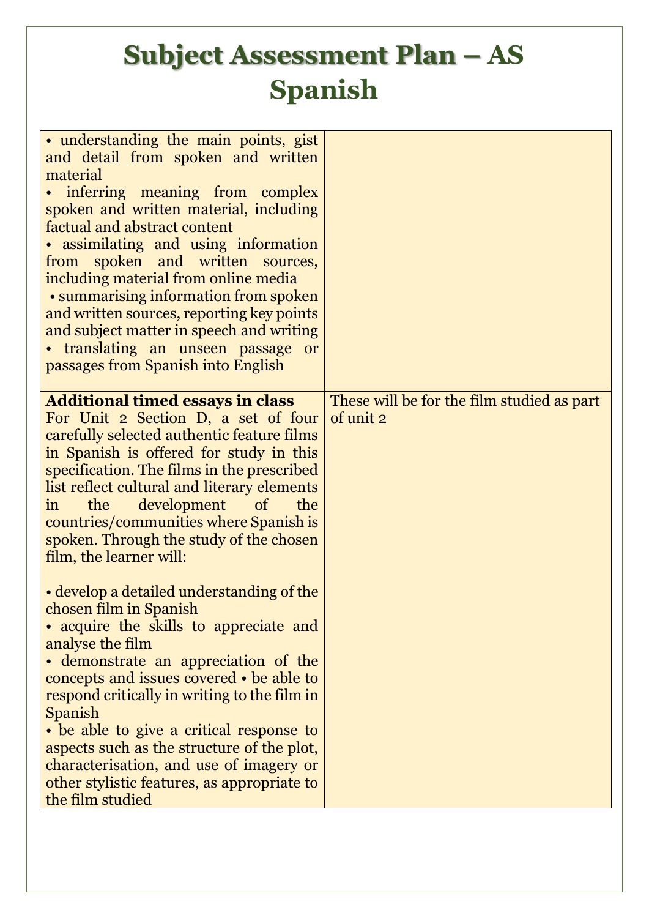# Subject Assessment Plan – AS Spanish

| | |
|---|---|
| • understanding the main points, gist and detail from spoken and written material<br>• inferring meaning from complex spoken and written material, including factual and abstract content<br>• assimilating and using information from spoken and written sources, including material from online media<br>• summarising information from spoken and written sources, reporting key points and subject matter in speech and writing<br>• translating an unseen passage or passages from Spanish into English | |
| **Additional timed essays in class**<br>For Unit 2 Section D, a set of four carefully selected authentic feature films in Spanish is offered for study in this specification. The films in the prescribed list reflect cultural and literary elements in the development of the countries/communities where Spanish is spoken. Through the study of the chosen film, the learner will:<br><br>• develop a detailed understanding of the chosen film in Spanish<br>• acquire the skills to appreciate and analyse the film<br>• demonstrate an appreciation of the concepts and issues covered • be able to respond critically in writing to the film in Spanish<br>• be able to give a critical response to aspects such as the structure of the plot, characterisation, and use of imagery or other stylistic features, as appropriate to the film studied | These will be for the film studied as part of unit 2 |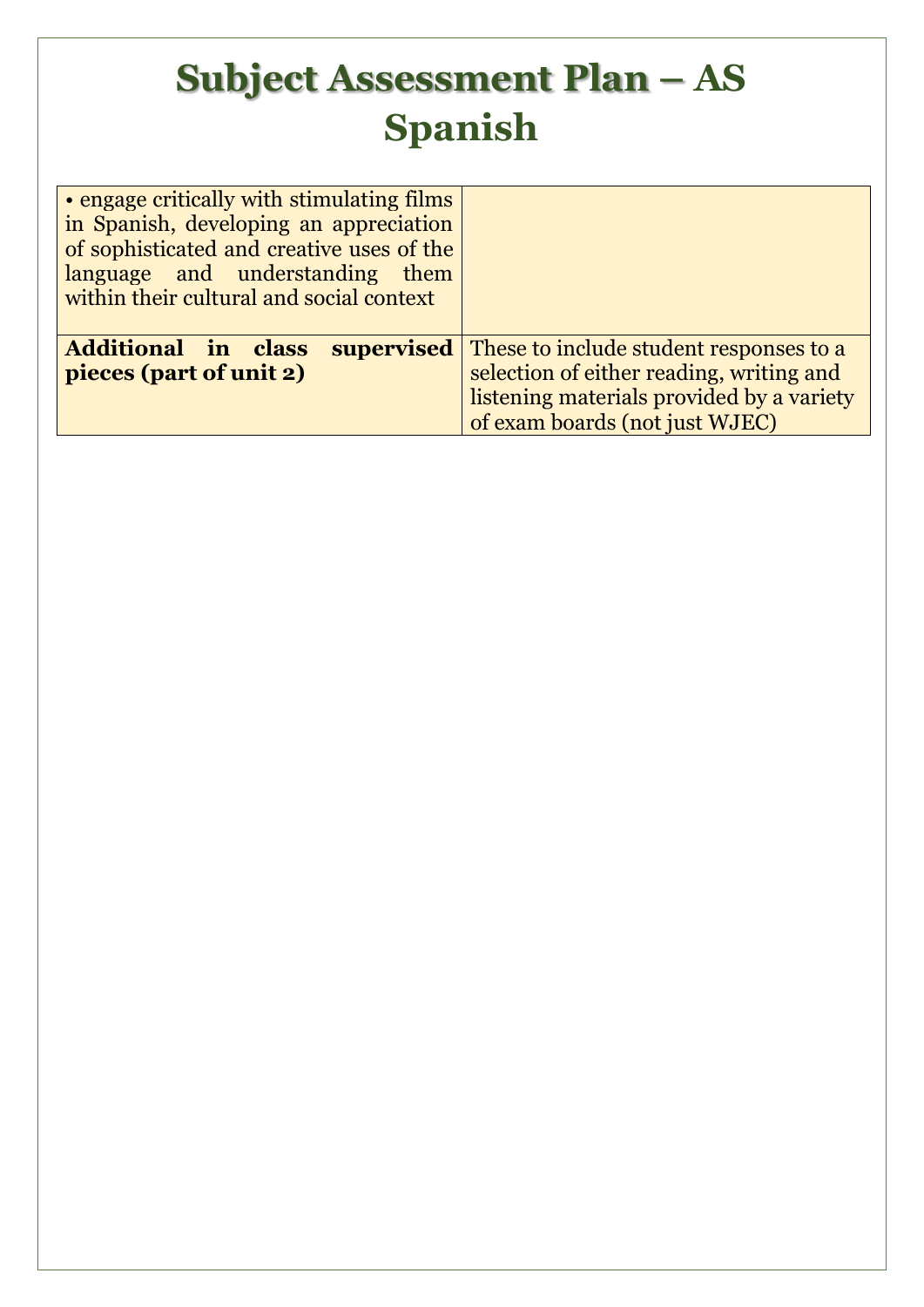# Subject Assessment Plan – AS Spanish

| | |
|---|---|
| • engage critically with stimulating films in Spanish, developing an appreciation of sophisticated and creative uses of the language and understanding them within their cultural and social context | |
| **Additional in class supervised pieces (part of unit 2)** | These to include student responses to a selection of either reading, writing and listening materials provided by a variety of exam boards (not just WJEC) |